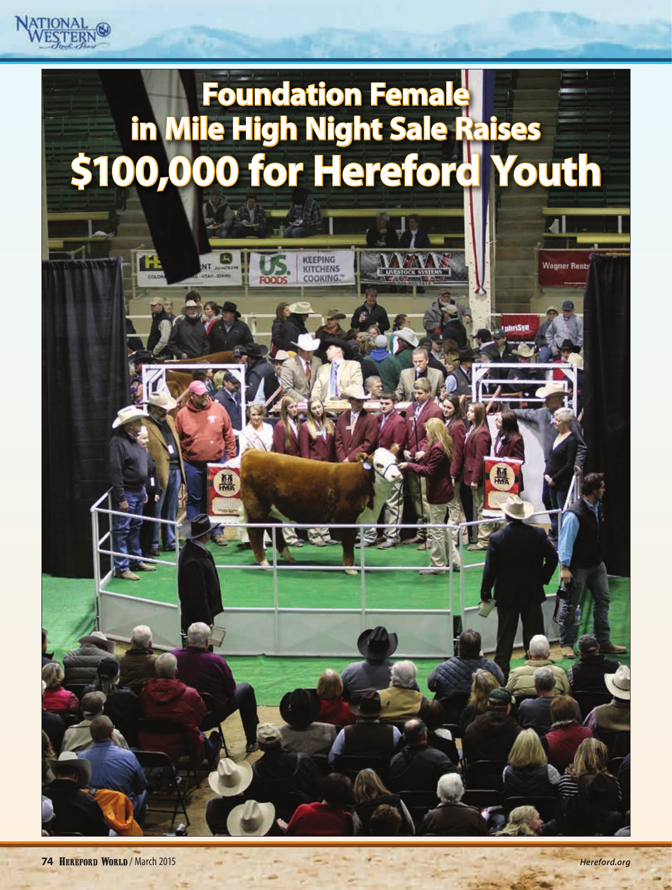# Foundation Female in Mile High Night Sale Raises $100,000 for Hereford Youth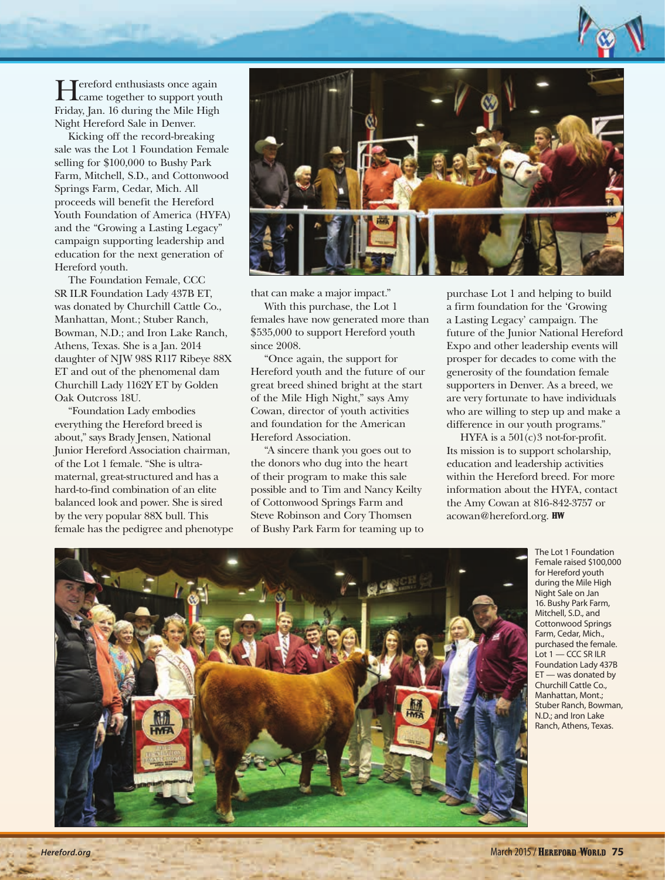Hereford enthusiasts once again came together to support youth Friday, Jan. 16 during the Mile High Night Hereford Sale in Denver.

Kicking off the record-breaking sale was the Lot 1 Foundation Female selling for $100,000 to Bushy Park Farm, Mitchell, S.D., and Cottonwood Springs Farm, Cedar, Mich. All proceeds will benefit the Hereford Youth Foundation of America (HYFA) and the "Growing a Lasting Legacy" campaign supporting leadership and education for the next generation of Hereford youth.

The Foundation Female, CCC SR ILR Foundation Lady 437B ET, was donated by Churchill Cattle Co., Manhattan, Mont.; Stuber Ranch, Bowman, N.D.; and Iron Lake Ranch, Athens, Texas. She is a Jan. 2014 daughter of NJW 98S R117 Ribeye 88X ET and out of the phenomenal dam Churchill Lady 1162Y ET by Golden Oak Outcross 18U.

"Foundation Lady embodies everything the Hereford breed is about," says Brady Jensen, National Junior Hereford Association chairman, of the Lot 1 female. "She is ultra-maternal, great-structured and has a hard-to-find combination of an elite balanced look and power. She is sired by the very popular 88X bull. This female has the pedigree and phenotype that can make a major impact."

With this purchase, the Lot 1 females have now generated more than $535,000 to support Hereford youth since 2008.

"Once again, the support for Hereford youth and the future of our great breed shined bright at the start of the Mile High Night," says Amy Cowan, director of youth activities and foundation for the American Hereford Association.

"A sincere thank you goes out to the donors who dug into the heart of their program to make this sale possible and to Tim and Nancy Keilty of Cottonwood Springs Farm and Steve Robinson and Cory Thomsen of Bushy Park Farm for teaming up to purchase Lot 1 and helping to build a firm foundation for the 'Growing a Lasting Legacy' campaign. The future of the Junior National Hereford Expo and other leadership events will prosper for decades to come with the generosity of the foundation female supporters in Denver. As a breed, we are very fortunate to have individuals who are willing to step up and make a difference in our youth programs."

HYFA is a 501(c)3 not-for-profit. Its mission is to support scholarship, education and leadership activities within the Hereford breed. For more information about the HYFA, contact the Amy Cowan at 816-842-3757 or acowan@hereford.org. **HW**

The Lot 1 Foundation Female raised $100,000 for Hereford youth during the Mile High Night Sale on Jan 16. Bushy Park Farm, Mitchell, S.D., and Cottonwood Springs Farm, Cedar, Mich., purchased the female. Lot 1 — CCC SR ILR Foundation Lady 437B ET — was donated by Churchill Cattle Co., Manhattan, Mont.; Stuber Ranch, Bowman, N.D.; and Iron Lake Ranch, Athens, Texas.